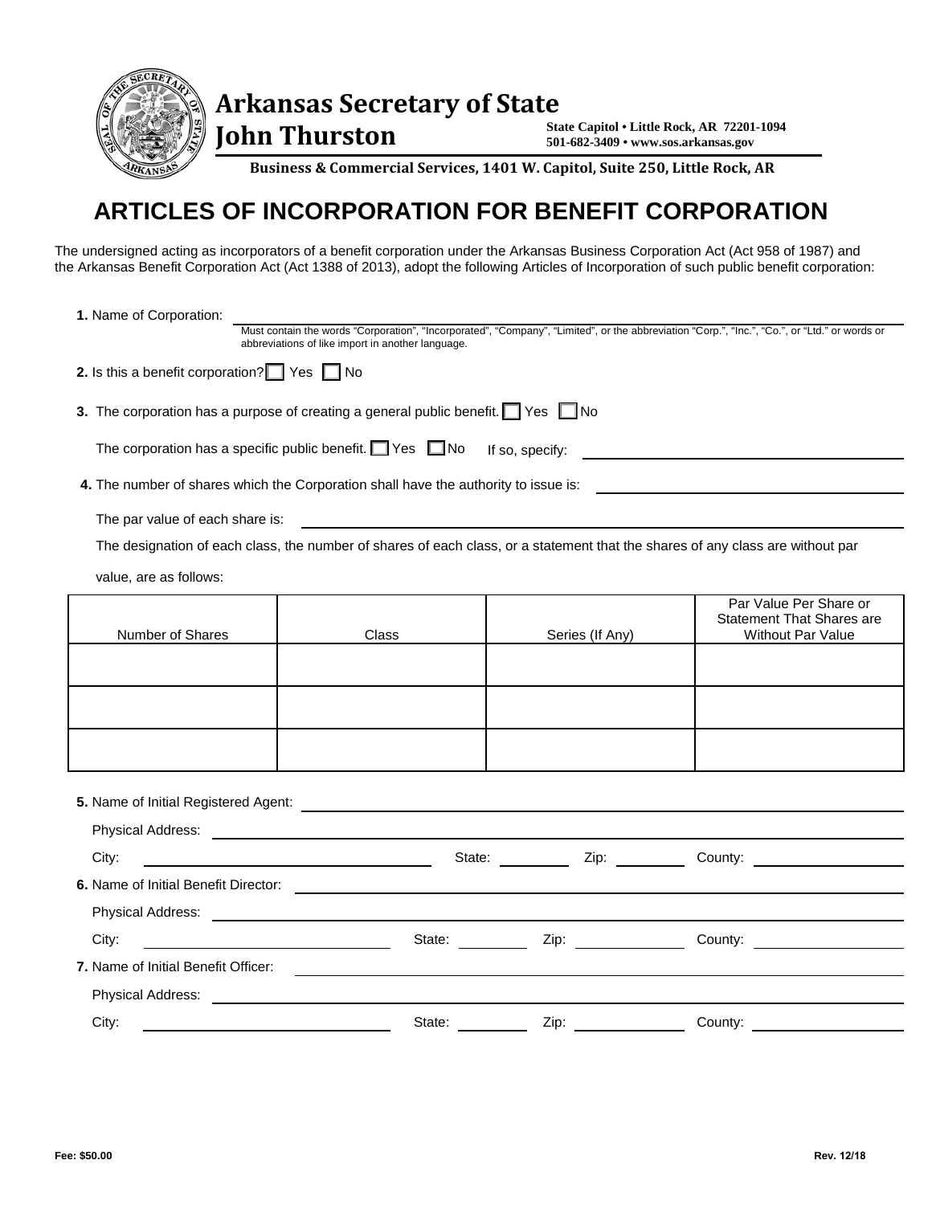**Arkansas Secretary of State**
**John Thurston**

**State Capitol • Little Rock, AR 72201-1094**
**501-682-3409 • www.sos.arkansas.gov**

**Business & Commercial Services, 1401 W. Capitol, Suite 250, Little Rock, AR**

# ARTICLES OF INCORPORATION FOR BENEFIT CORPORATION

The undersigned acting as incorporators of a benefit corporation under the Arkansas Business Corporation Act (Act 958 of 1987) and the Arkansas Benefit Corporation Act (Act 1388 of 2013), adopt the following Articles of Incorporation of such public benefit corporation:

**1.** Name of Corporation: ______________________________

Must contain the words "Corporation", "Incorporated", "Company", "Limited", or the abbreviation "Corp.", "Inc.", "Co.", or "Ltd." or words or abbreviations of like import in another language.

**2.** Is this a benefit corporation? ☐ Yes ☐ No

**3.** The corporation has a purpose of creating a general public benefit. ☐ Yes ☐ No

The corporation has a specific public benefit. ☐ Yes ☐ No If so, specify: ______________________________

**4.** The number of shares which the Corporation shall have the authority to issue is: ______________________________

The par value of each share is: ______________________________

The designation of each class, the number of shares of each class, or a statement that the shares of any class are without par value, are as follows:

| Number of Shares | Class | Series (If Any) | Par Value Per Share or Statement That Shares are Without Par Value |
|---|---|---|---|
| | | | |
| | | | |
| | | | |

**5.** Name of Initial Registered Agent: ______________________________

Physical Address: ______________________________

City: ______________ State: ________ Zip: ________ County: ______________

**6.** Name of Initial Benefit Director: ______________________________

Physical Address: ______________________________

City: ______________ State: ________ Zip: ________ County: ______________

**7.** Name of Initial Benefit Officer: ______________________________

Physical Address: ______________________________

City: ______________ State: ________ Zip: ________ County: ______________

**Fee: $50.00**

**Rev. 12/18**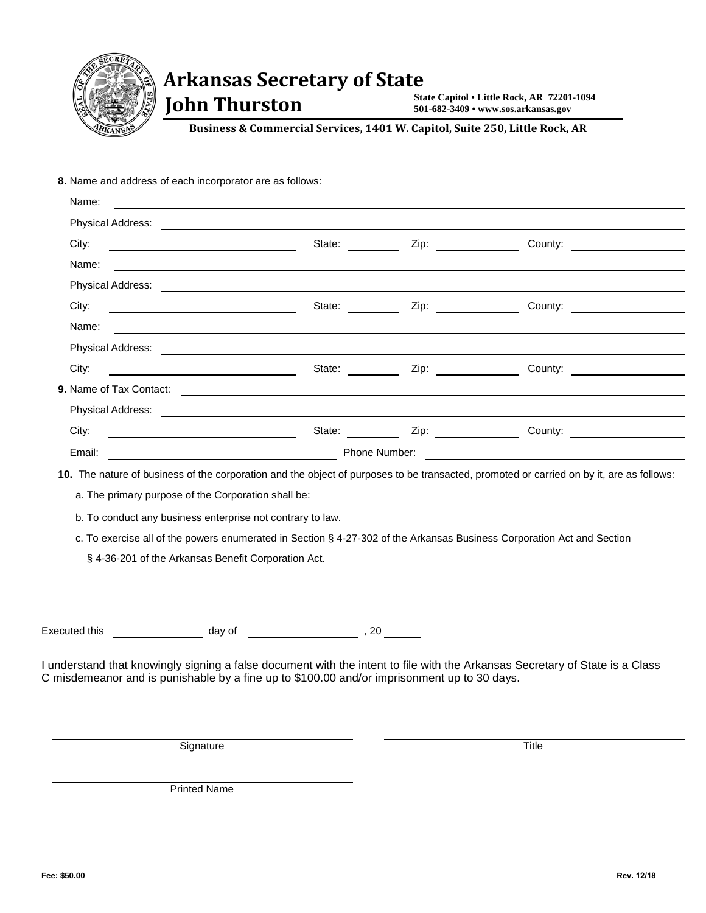# Arkansas Secretary of State
## John Thurston

State Capitol • Little Rock, AR 72201-1094
501-682-3409 • www.sos.arkansas.gov

**Business & Commercial Services, 1401 W. Capitol, Suite 250, Little Rock, AR**

**8.** Name and address of each incorporator are as follows:

Name: ______________________________

Physical Address: ______________________________

City: ______________ State: ________ Zip: ____________ County: ______________

Name: ______________________________

Physical Address: ______________________________

City: ______________ State: ________ Zip: ____________ County: ______________

Name: ______________________________

Physical Address: ______________________________

City: ______________ State: ________ Zip: ____________ County: ______________

**9.** Name of Tax Contact: ______________________________

Physical Address: ______________________________

City: ______________ State: ________ Zip: ____________ County: ______________

Email: ______________________ Phone Number: ______________________

**10.** The nature of business of the corporation and the object of purposes to be transacted, promoted or carried on by it, are as follows:

a. The primary purpose of the Corporation shall be: ______________________________

b. To conduct any business enterprise not contrary to law.

c. To exercise all of the powers enumerated in Section § 4-27-302 of the Arkansas Business Corporation Act and Section § 4-36-201 of the Arkansas Benefit Corporation Act.

Executed this ____________ day of ______________, 20 ______

I understand that knowingly signing a false document with the intent to file with the Arkansas Secretary of State is a Class C misdemeanor and is punishable by a fine up to $100.00 and/or imprisonment up to 30 days.

______________________________ Signature

______________________________ Title

______________________________ Printed Name

Fee: $50.00

Rev. 12/18